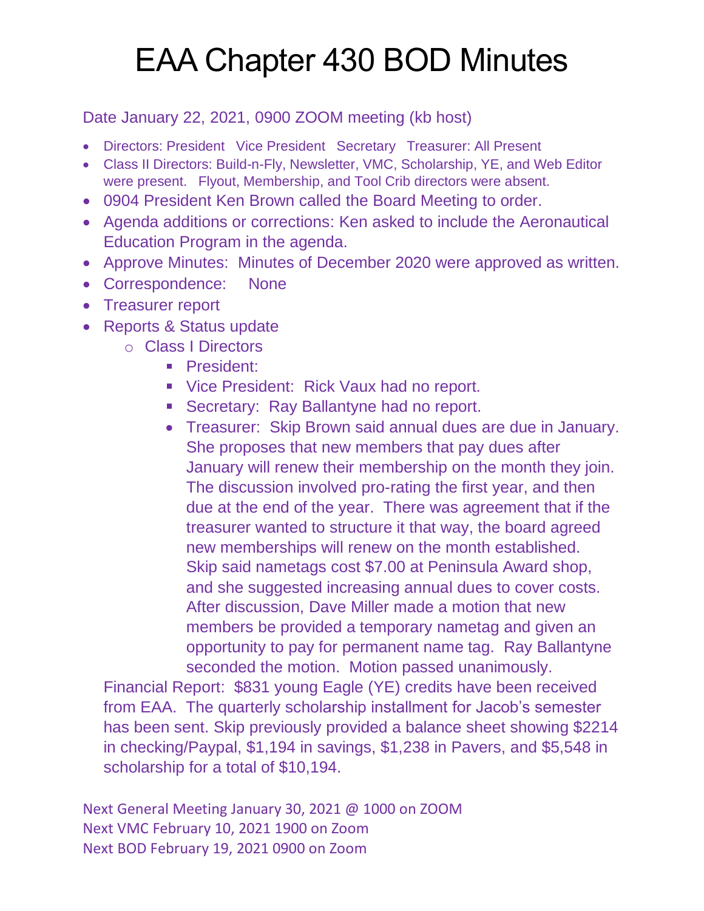# EAA Chapter 430 BOD Minutes

Date January 22, 2021, 0900 ZOOM meeting (kb host)

- Directors: President Vice President Secretary Treasurer: All Present
- Class II Directors: Build-n-Fly, Newsletter, VMC, Scholarship, YE, and Web Editor were present. Flyout, Membership, and Tool Crib directors were absent.
- 0904 President Ken Brown called the Board Meeting to order.
- Agenda additions or corrections: Ken asked to include the Aeronautical Education Program in the agenda.
- Approve Minutes: Minutes of December 2020 were approved as written.
- Correspondence: None
- Treasurer report
- Reports & Status update
  - Class I Directors
    - President:
    - Vice President: Rick Vaux had no report.
    - Secretary: Ray Ballantyne had no report.
    - Treasurer: Skip Brown said annual dues are due in January. She proposes that new members that pay dues after January will renew their membership on the month they join. The discussion involved pro-rating the first year, and then due at the end of the year. There was agreement that if the treasurer wanted to structure it that way, the board agreed new memberships will renew on the month established. Skip said nametags cost $7.00 at Peninsula Award shop, and she suggested increasing annual dues to cover costs. After discussion, Dave Miller made a motion that new members be provided a temporary nametag and given an opportunity to pay for permanent name tag. Ray Ballantyne seconded the motion. Motion passed unanimously.

  Financial Report: $831 young Eagle (YE) credits have been received from EAA. The quarterly scholarship installment for Jacob's semester has been sent. Skip previously provided a balance sheet showing $2214 in checking/Paypal, $1,194 in savings, $1,238 in Pavers, and $5,548 in scholarship for a total of $10,194.

Next General Meeting January 30, 2021 @ 1000 on ZOOM
Next VMC February 10, 2021 1900 on Zoom
Next BOD February 19, 2021 0900 on Zoom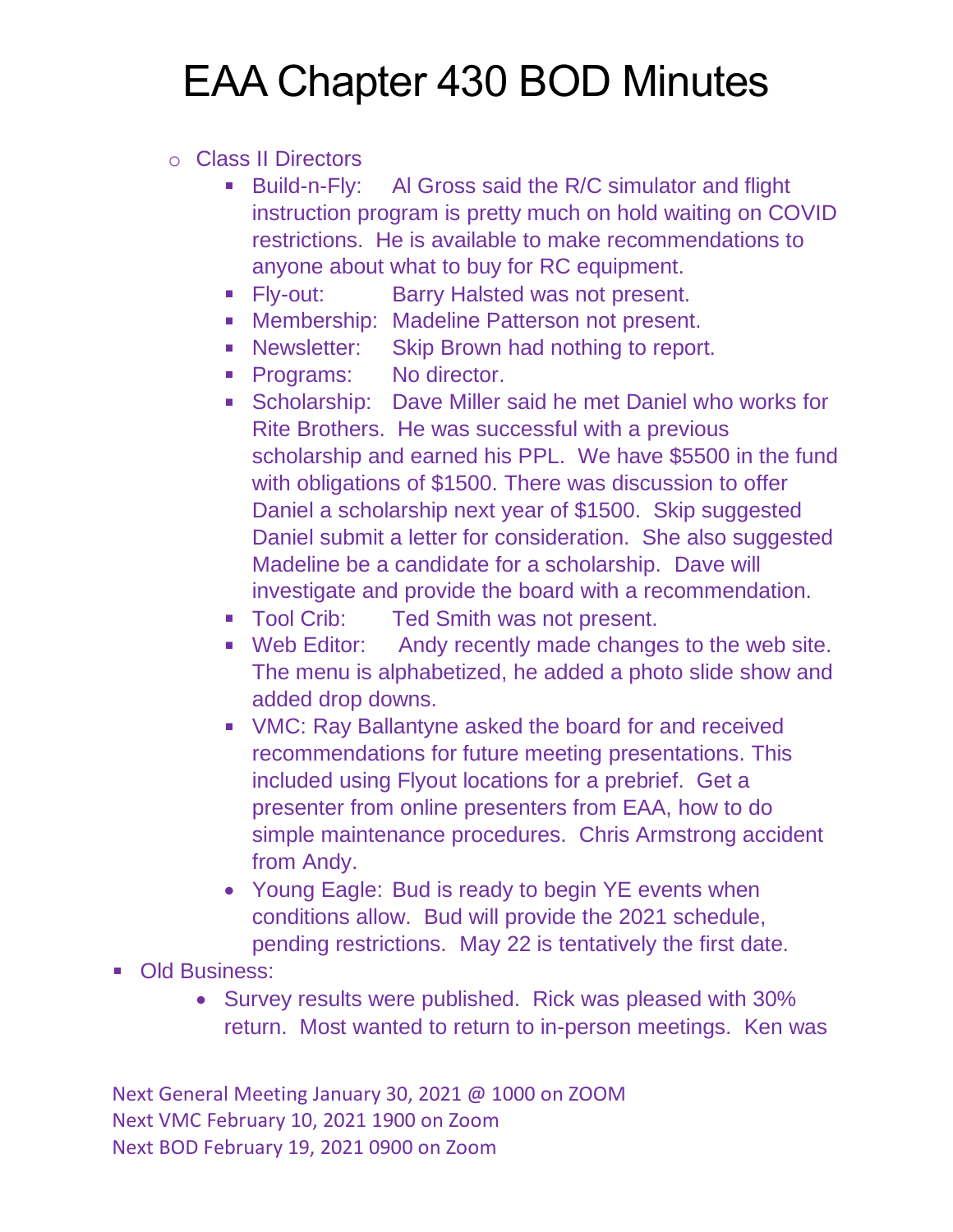# EAA Chapter 430 BOD Minutes

- Class II Directors
  - Build-n-Fly: Al Gross said the R/C simulator and flight instruction program is pretty much on hold waiting on COVID restrictions. He is available to make recommendations to anyone about what to buy for RC equipment.
  - Fly-out: Barry Halsted was not present.
  - Membership: Madeline Patterson not present.
  - Newsletter: Skip Brown had nothing to report.
  - Programs: No director.
  - Scholarship: Dave Miller said he met Daniel who works for Rite Brothers. He was successful with a previous scholarship and earned his PPL. We have $5500 in the fund with obligations of $1500. There was discussion to offer Daniel a scholarship next year of $1500. Skip suggested Daniel submit a letter for consideration. She also suggested Madeline be a candidate for a scholarship. Dave will investigate and provide the board with a recommendation.
  - Tool Crib: Ted Smith was not present.
  - Web Editor: Andy recently made changes to the web site. The menu is alphabetized, he added a photo slide show and added drop downs.
  - VMC: Ray Ballantyne asked the board for and received recommendations for future meeting presentations. This included using Flyout locations for a prebrief. Get a presenter from online presenters from EAA, how to do simple maintenance procedures. Chris Armstrong accident from Andy.
  - Young Eagle: Bud is ready to begin YE events when conditions allow. Bud will provide the 2021 schedule, pending restrictions. May 22 is tentatively the first date.
- Old Business:
  - Survey results were published. Rick was pleased with 30% return. Most wanted to return to in-person meetings. Ken was

Next General Meeting January 30, 2021 @ 1000 on ZOOM
Next VMC February 10, 2021 1900 on Zoom
Next BOD February 19, 2021 0900 on Zoom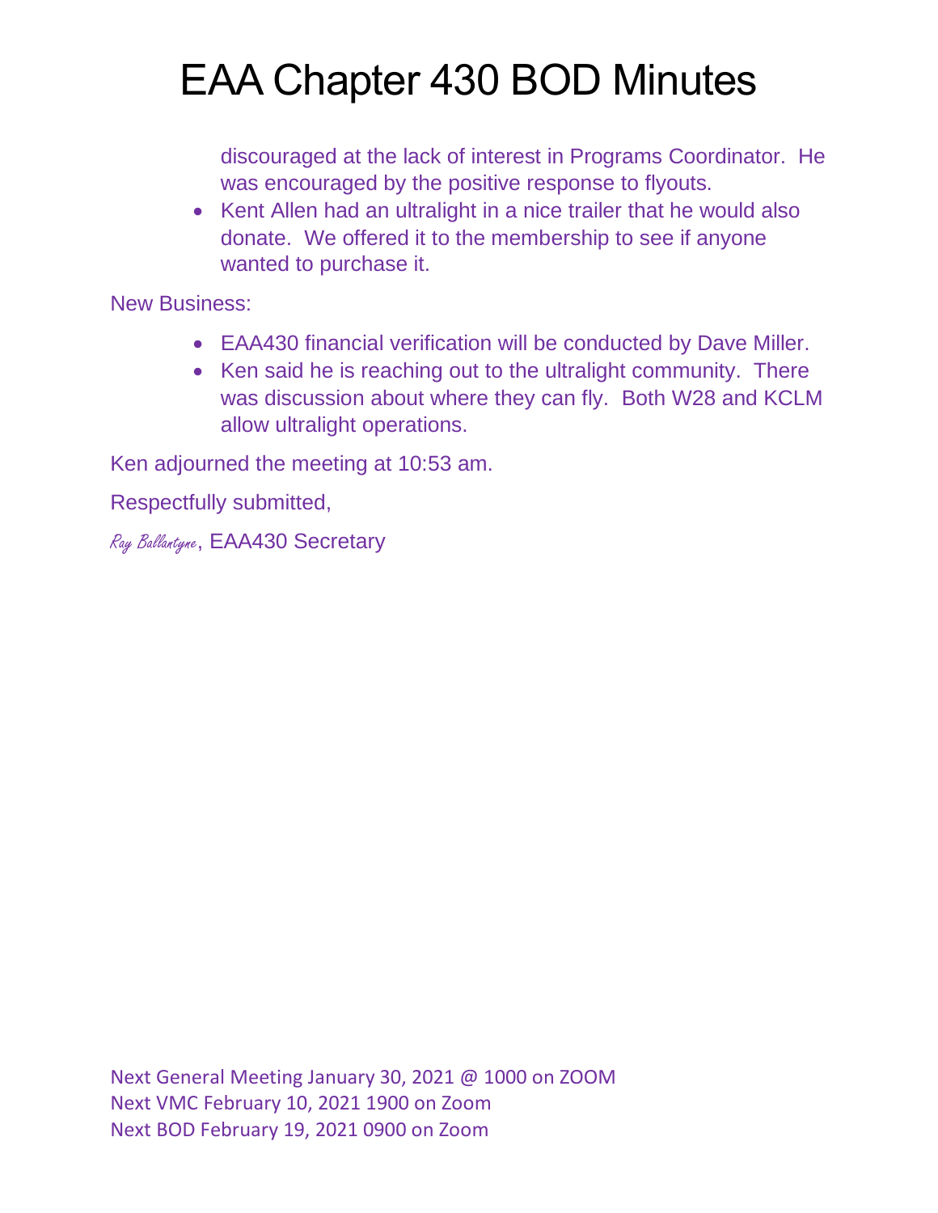discouraged at the lack of interest in Programs Coordinator. He was encouraged by the positive response to flyouts.

- Kent Allen had an ultralight in a nice trailer that he would also donate. We offered it to the membership to see if anyone wanted to purchase it.

New Business:

- EAA430 financial verification will be conducted by Dave Miller.
- Ken said he is reaching out to the ultralight community. There was discussion about where they can fly. Both W28 and KCLM allow ultralight operations.

Ken adjourned the meeting at 10:53 am.

Respectfully submitted,

*Ray Ballantyne*, EAA430 Secretary

Next General Meeting January 30, 2021 @ 1000 on ZOOM
Next VMC February 10, 2021 1900 on Zoom
Next BOD February 19, 2021 0900 on Zoom